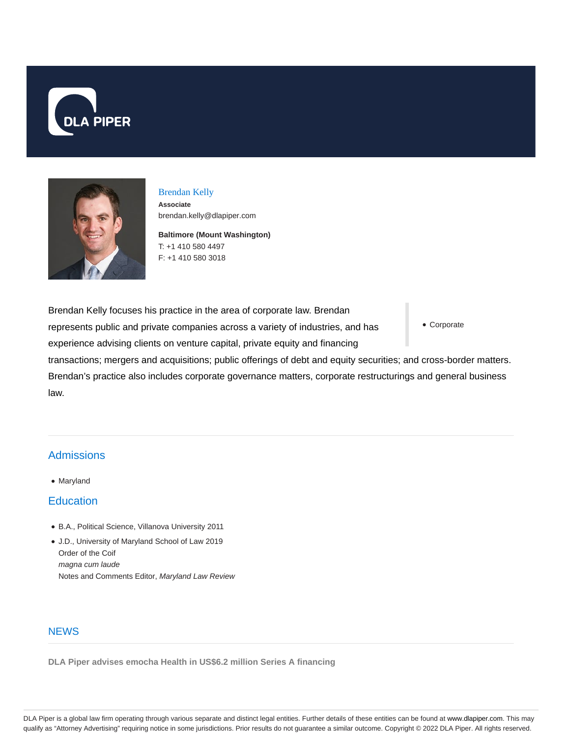# Brendan Kelly

**Associate**

brendan.kelly@dlapiper.com

**Baltimore (Mount Washington)**

T: +1 410 580 4497

F: +1 410 580 3018

- Corporate

Brendan Kelly focuses his practice in the area of corporate law. Brendan represents public and private companies across a variety of industries, and has experience advising clients on venture capital, private equity and financing transactions; mergers and acquisitions; public offerings of debt and equity securities; and cross-border matters. Brendan's practice also includes corporate governance matters, corporate restructurings and general business law.

## Admissions

- Maryland

## Education

- B.A., Political Science, Villanova University 2011
- J.D., University of Maryland School of Law 2019
  Order of the Coif
  *magna cum laude*
  Notes and Comments Editor, *Maryland Law Review*

## NEWS

**DLA Piper advises emocha Health in US$6.2 million Series A financing**

DLA Piper is a global law firm operating through various separate and distinct legal entities. Further details of these entities can be found at www.dlapiper.com. This may qualify as "Attorney Advertising" requiring notice in some jurisdictions. Prior results do not guarantee a similar outcome. Copyright © 2022 DLA Piper. All rights reserved.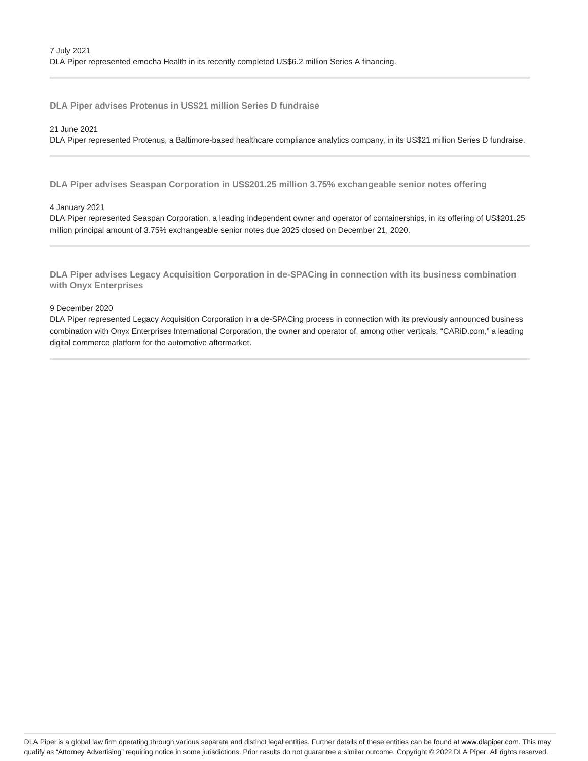7 July 2021
DLA Piper represented emocha Health in its recently completed US$6.2 million Series A financing.

---

### DLA Piper advises Protenus in US$21 million Series D fundraise

21 June 2021
DLA Piper represented Protenus, a Baltimore-based healthcare compliance analytics company, in its US$21 million Series D fundraise.

---

### DLA Piper advises Seaspan Corporation in US$201.25 million 3.75% exchangeable senior notes offering

4 January 2021
DLA Piper represented Seaspan Corporation, a leading independent owner and operator of containerships, in its offering of US$201.25 million principal amount of 3.75% exchangeable senior notes due 2025 closed on December 21, 2020.

---

### DLA Piper advises Legacy Acquisition Corporation in de-SPACing in connection with its business combination with Onyx Enterprises

9 December 2020
DLA Piper represented Legacy Acquisition Corporation in a de-SPACing process in connection with its previously announced business combination with Onyx Enterprises International Corporation, the owner and operator of, among other verticals, "CARiD.com," a leading digital commerce platform for the automotive aftermarket.

---

DLA Piper is a global law firm operating through various separate and distinct legal entities. Further details of these entities can be found at www.dlapiper.com. This may qualify as "Attorney Advertising" requiring notice in some jurisdictions. Prior results do not guarantee a similar outcome. Copyright © 2022 DLA Piper. All rights reserved.